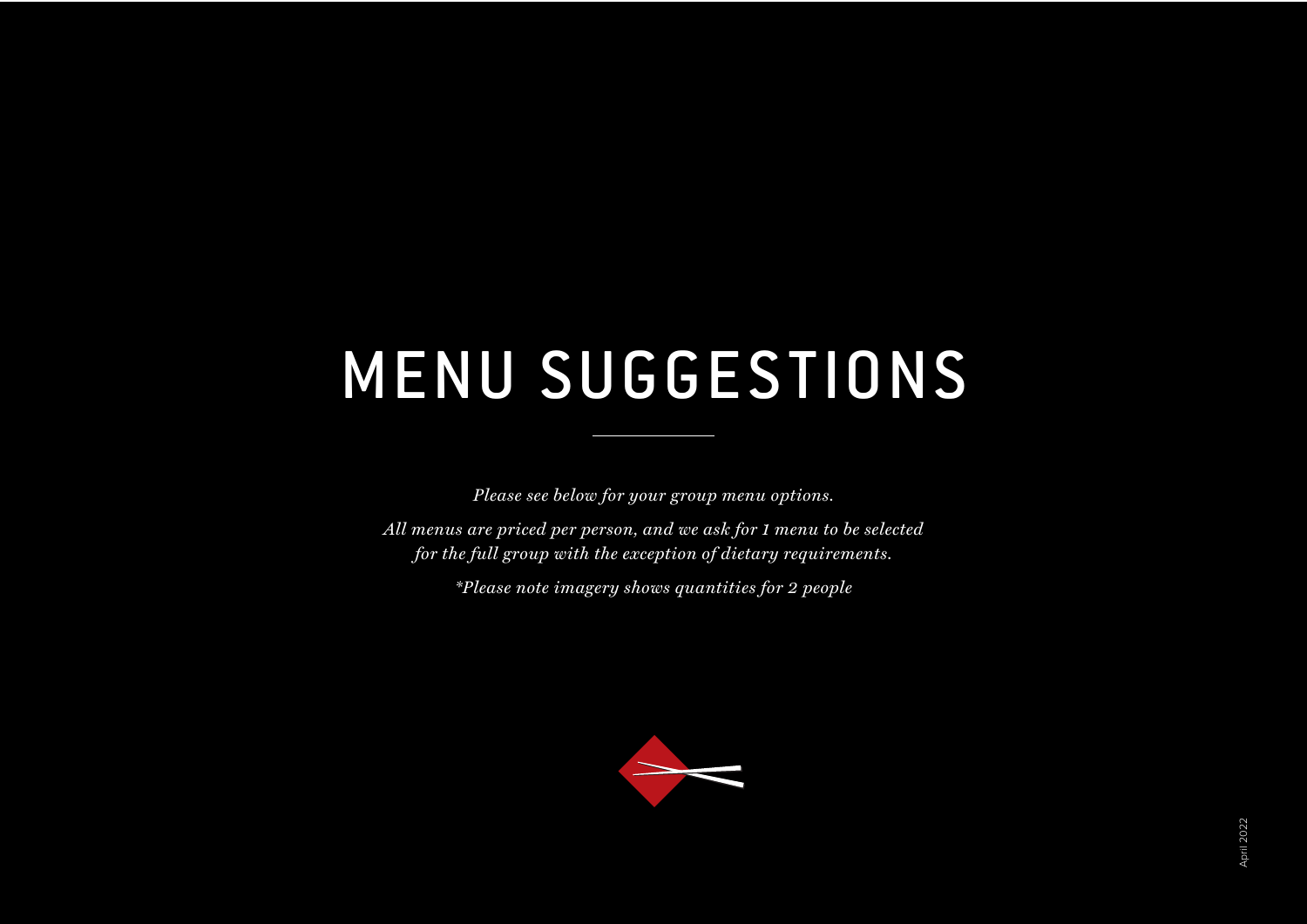# MENU SUGGESTIONS

*Please see below for your group menu options.*

*All menus are priced per person, and we ask for 1 menu to be selected for the full group with the exception of dietary requirements.*

*\*Please note imagery shows quantities for 2 people*

April 2022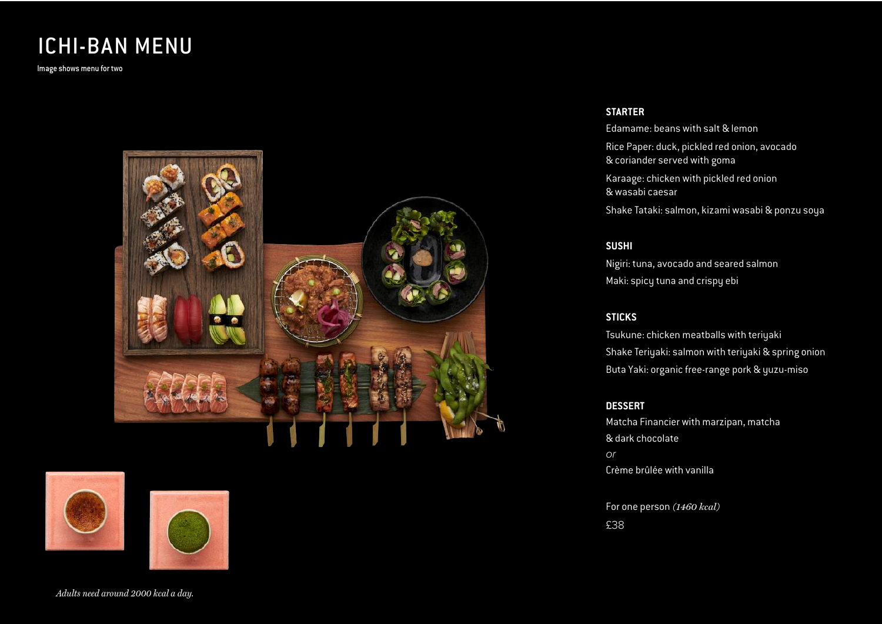# ICHI-BAN MENU

Image shows menu for two

### STARTER

Edamame: beans with salt & lemon

Rice Paper: duck, pickled red onion, avocado & coriander served with goma

Karaage: chicken with pickled red onion & wasabi caesar

Shake Tataki: salmon, kizami wasabi & ponzu soya

### SUSHI

Nigiri: tuna, avocado and seared salmon

Maki: spicy tuna and crispy ebi

### STICKS

Tsukune: chicken meatballs with teriyaki

Shake Teriyaki: salmon with teriyaki & spring onion

Buta Yaki: organic free-range pork & yuzu-miso

### DESSERT

Matcha Financier with marzipan, matcha & dark chocolate

*or*

Crème brûlée with vanilla

For one person *(1460 kcal)*

£38

*Adults need around 2000 kcal a day.*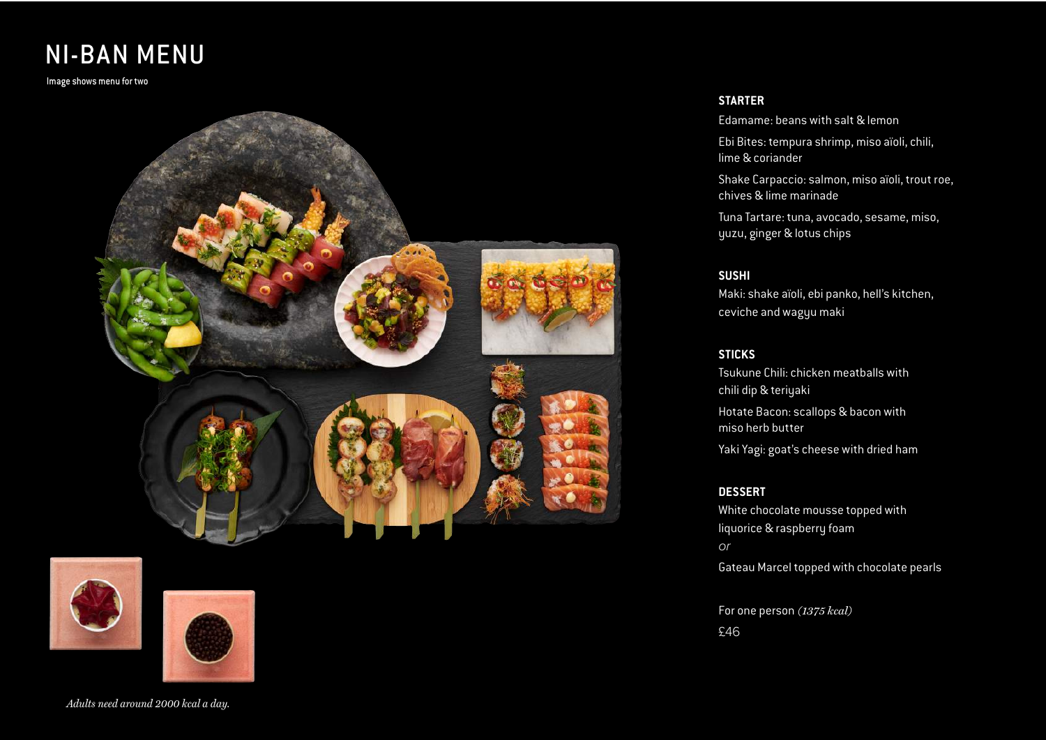# NI-BAN MENU

Image shows menu for two

### STARTER

Edamame: beans with salt & lemon

Ebi Bites: tempura shrimp, miso aïoli, chili, lime & coriander

Shake Carpaccio: salmon, miso aïoli, trout roe, chives & lime marinade

Tuna Tartare: tuna, avocado, sesame, miso, yuzu, ginger & lotus chips

### SUSHI

Maki: shake aïoli, ebi panko, hell's kitchen, ceviche and wagyu maki

### STICKS

Tsukune Chili: chicken meatballs with chili dip & teriyaki

Hotate Bacon: scallops & bacon with miso herb butter

Yaki Yagi: goat's cheese with dried ham

### DESSERT

White chocolate mousse topped with liquorice & raspberry foam

*or*

Gateau Marcel topped with chocolate pearls

For one person *(1375 kcal)*

£46

*Adults need around 2000 kcal a day.*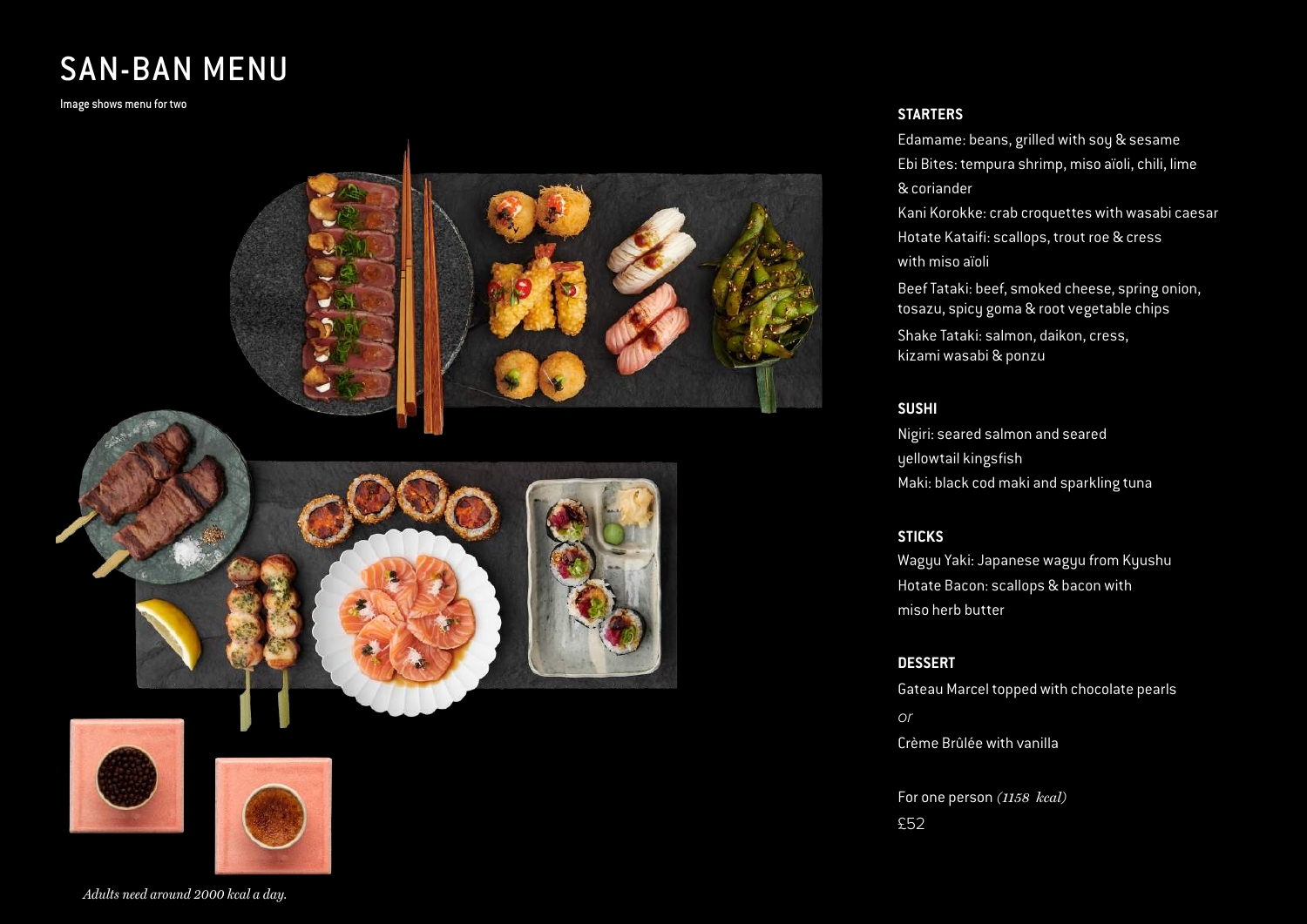# SAN-BAN MENU

Image shows menu for two

## STARTERS

Edamame: beans, grilled with soy & sesame

Ebi Bites: tempura shrimp, miso aïoli, chili, lime & coriander

Kani Korokke: crab croquettes with wasabi caesar

Hotate Kataifi: scallops, trout roe & cress with miso aïoli

Beef Tataki: beef, smoked cheese, spring onion, tosazu, spicy goma & root vegetable chips

Shake Tataki: salmon, daikon, cress, kizami wasabi & ponzu

## SUSHI

Nigiri: seared salmon and seared yellowtail kingsfish

Maki: black cod maki and sparkling tuna

## STICKS

Wagyu Yaki: Japanese wagyu from Kyushu

Hotate Bacon: scallops & bacon with miso herb butter

## DESSERT

Gateau Marcel topped with chocolate pearls

*or*

Crème Brûlée with vanilla

For one person *(1158 kcal)*

£52

*Adults need around 2000 kcal a day.*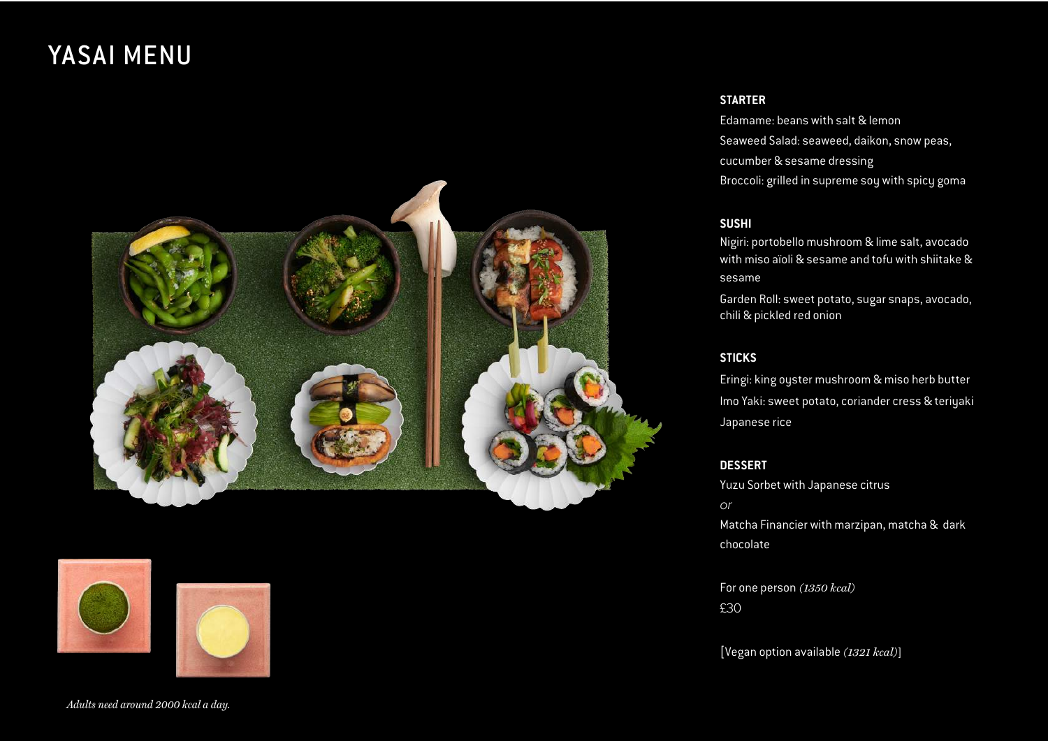# YASAI MENU

**STARTER**

Edamame: beans with salt & lemon

Seaweed Salad: seaweed, daikon, snow peas, cucumber & sesame dressing

Broccoli: grilled in supreme soy with spicy goma

**SUSHI**

Nigiri: portobello mushroom & lime salt, avocado with miso aïoli & sesame and tofu with shiitake & sesame

Garden Roll: sweet potato, sugar snaps, avocado, chili & pickled red onion

**STICKS**

Eringi: king oyster mushroom & miso herb butter

Imo Yaki: sweet potato, coriander cress & teriyaki

Japanese rice

**DESSERT**

Yuzu Sorbet with Japanese citrus

*or*

Matcha Financier with marzipan, matcha & dark chocolate

For one person *(1350 kcal)*

£30

[Vegan option available *(1321 kcal)*]

*Adults need around 2000 kcal a day.*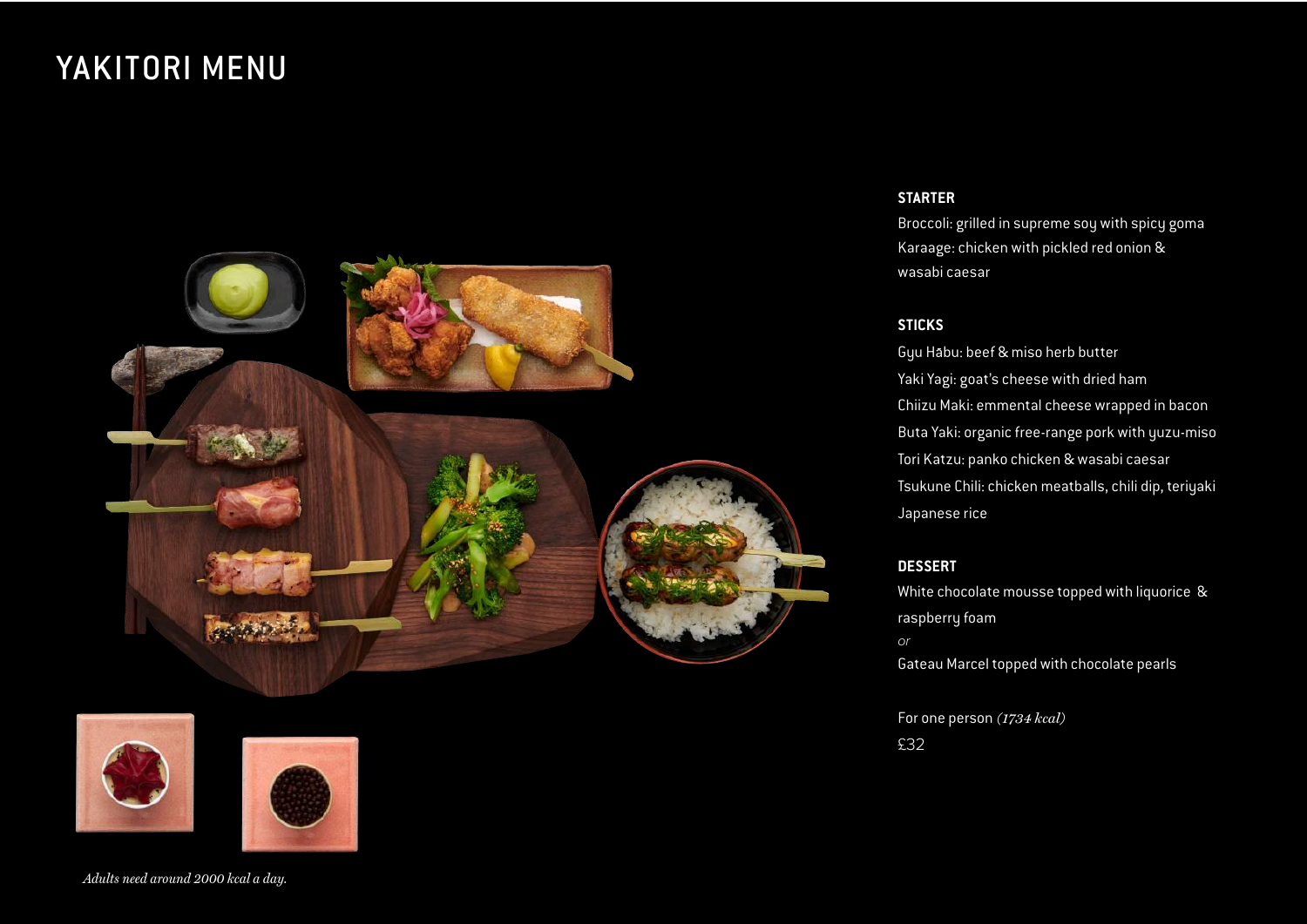# YAKITORI MENU

### STARTER

Broccoli: grilled in supreme soy with spicy goma
Karaage: chicken with pickled red onion & wasabi caesar

### STICKS

Gyu Hābu: beef & miso herb butter
Yaki Yagi: goat's cheese with dried ham
Chiizu Maki: emmental cheese wrapped in bacon
Buta Yaki: organic free-range pork with yuzu-miso
Tori Katzu: panko chicken & wasabi caesar
Tsukune Chili: chicken meatballs, chili dip, teriyaki
Japanese rice

### DESSERT

White chocolate mousse topped with liquorice & raspberry foam

*or*

Gateau Marcel topped with chocolate pearls

For one person *(1734 kcal)*
£32

*Adults need around 2000 kcal a day.*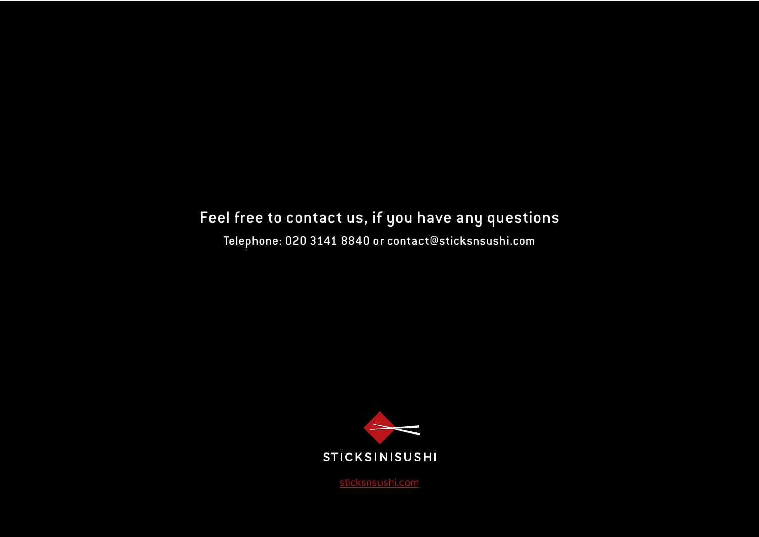Feel free to contact us, if you have any questions

Telephone: 020 3141 8840 or contact@sticksnsushi.com

STICKS'N'SUSHI

sticksnsushi.com